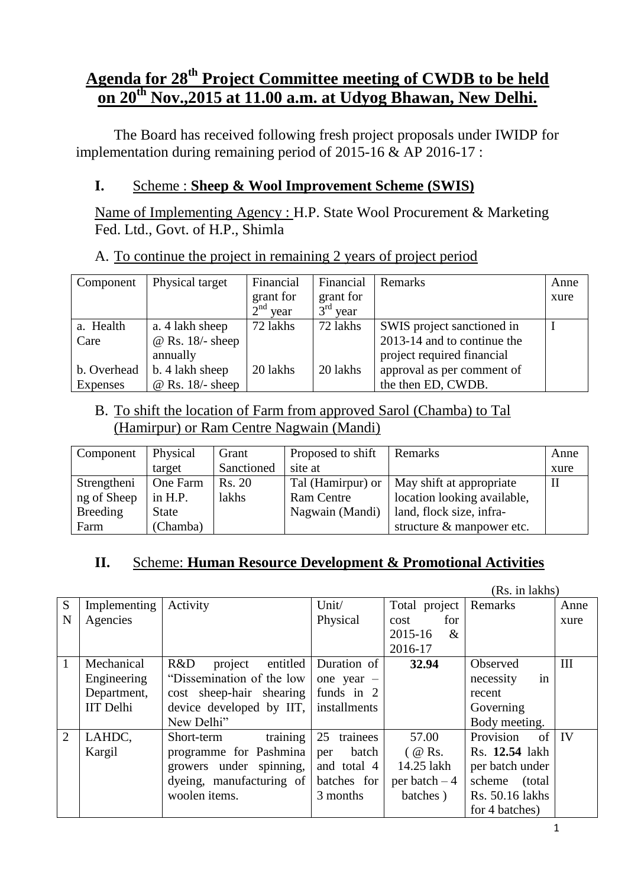# Agenda for 28th Project Committee meeting of CWDB to be held on 20th Nov.,2015 at 11.00 a.m. at Udyog Bhawan, New Delhi.

The Board has received following fresh project proposals under IWIDP for implementation during remaining period of 2015-16 & AP 2016-17 :

## I. Scheme : **Sheep & Wool Improvement Scheme (SWIS)**

Name of Implementing Agency : H.P. State Wool Procurement & Marketing Fed. Ltd., Govt. of H.P., Shimla

A. To continue the project in remaining 2 years of project period

| Component | Physical target | Financial grant for 2nd year | Financial grant for 3rd year | Remarks | Annexure |
|---|---|---|---|---|---|
| a. Health Care | a. 4 lakh sheep @ Rs. 18/- sheep annually | 72 lakhs | 72 lakhs | SWIS project sanctioned in 2013-14 and to continue the project required financial approval as per comment of the then ED, CWDB. | I |
| b. Overhead Expenses | b. 4 lakh sheep @ Rs. 18/- sheep | 20 lakhs | 20 lakhs | | |

B. To shift the location of Farm from approved Sarol (Chamba) to Tal (Hamirpur) or Ram Centre Nagwain (Mandi)

| Component | Physical target | Grant Sanctioned | Proposed to shift site at | Remarks | Annexure |
|---|---|---|---|---|---|
| Strengthening of Sheep Breeding Farm | One Farm in H.P. State (Chamba) | Rs. 20 lakhs | Tal (Hamirpur) or Ram Centre Nagwain (Mandi) | May shift at appropriate location looking available, land, flock size, infra-structure & manpower etc. | II |

## II. Scheme: **Human Resource Development & Promotional Activities**

(Rs. in lakhs)

| SN | Implementing Agencies | Activity | Unit/ Physical | Total project cost for 2015-16 & 2016-17 | Remarks | Annexure |
|---|---|---|---|---|---|---|
| 1 | Mechanical Engineering Department, IIT Delhi | R&D project entitled "Dissemination of the low cost sheep-hair shearing device developed by IIT, New Delhi" | Duration of one year – funds in 2 installments | **32.94** | Observed necessity in recent Governing Body meeting. | III |
| 2 | LAHDC, Kargil | Short-term training programme for Pashmina growers under spinning, dyeing, manufacturing of woolen items. | 25 trainees per batch and total 4 batches for 3 months | 57.00 ( @ Rs. 14.25 lakh per batch – 4 batches ) | Provision of Rs. **12.54** lakh per batch under scheme (total Rs. 50.16 lakhs for 4 batches) | IV |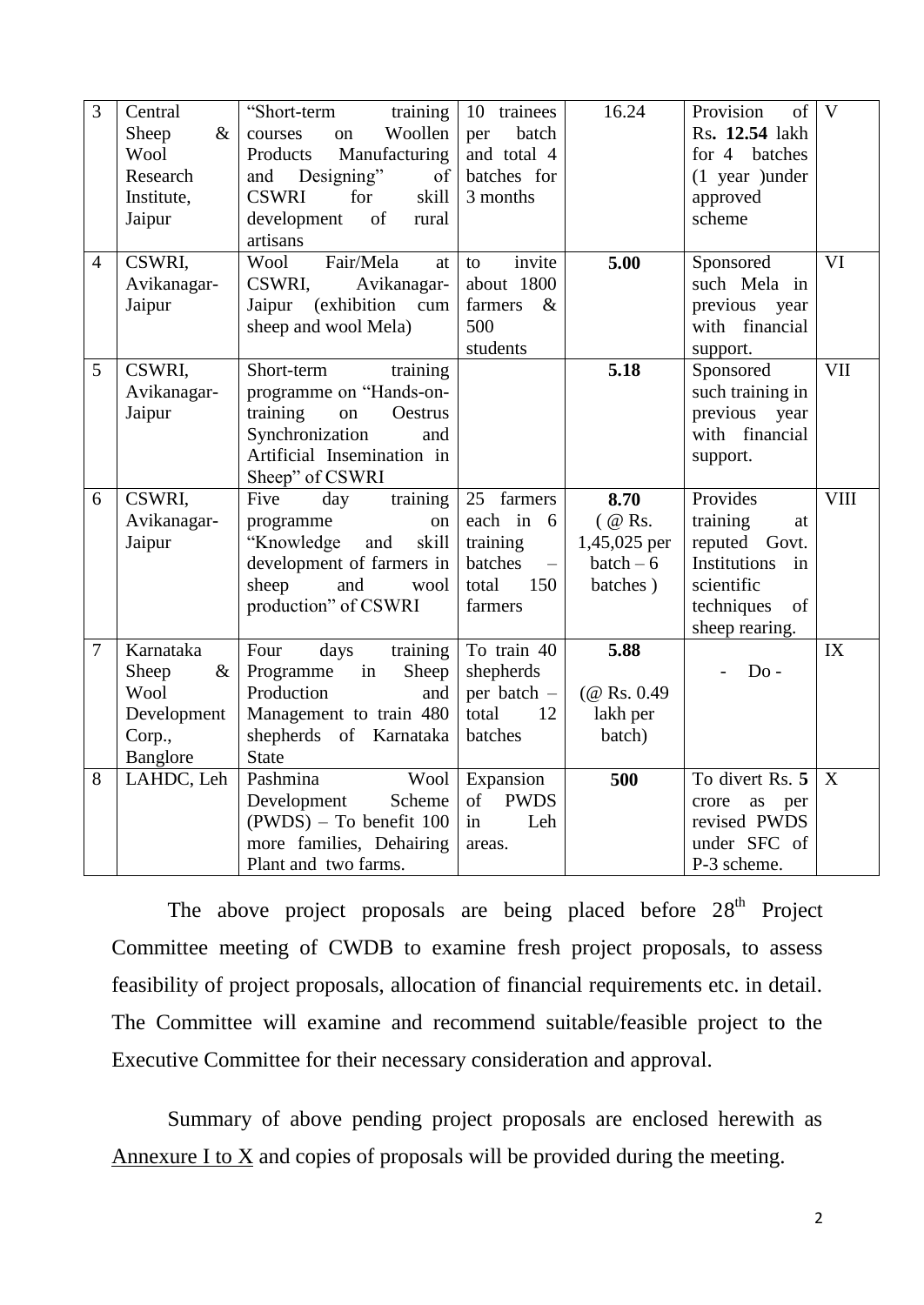| 3 | Central Sheep & Wool Research Institute, Jaipur | "Short-term training courses on Woollen Products Manufacturing and Designing" of CSWRI for skill development of rural artisans | 10 trainees per batch and total 4 batches for 3 months | 16.24 | Provision of Rs**. 12.54** lakh for 4 batches (1 year )under approved scheme | V |
|---|---|---|---|---|---|---|
| 4 | CSWRI, Avikanagar-Jaipur | Wool Fair/Mela at CSWRI, Avikanagar-Jaipur (exhibition cum sheep and wool Mela) | to invite about 1800 farmers & 500 students | **5.00** | Sponsored such Mela in previous year with financial support. | VI |
| 5 | CSWRI, Avikanagar-Jaipur | Short-term training programme on "Hands-on-training on Oestrus Synchronization and Artificial Insemination in Sheep" of CSWRI | | **5.18** | Sponsored such training in previous year with financial support. | VII |
| 6 | CSWRI, Avikanagar-Jaipur | Five day training programme on "Knowledge and skill development of farmers in sheep and wool production" of CSWRI | 25 farmers each in 6 training batches – total 150 farmers | **8.70** ( @ Rs. 1,45,025 per batch – 6 batches ) | Provides training at reputed Govt. Institutions in scientific techniques of sheep rearing. | VIII |
| 7 | Karnataka Sheep & Wool Development Corp., Banglore | Four days training Programme in Sheep Production and Management to train 480 shepherds of Karnataka State | To train 40 shepherds per batch – total 12 batches | **5.88** (@ Rs. 0.49 lakh per batch) | - Do - | IX |
| 8 | LAHDC, Leh | Pashmina Wool Development Scheme (PWDS) – To benefit 100 more families, Dehairing Plant and two farms. | Expansion of PWDS in Leh areas. | **500** | To divert Rs. **5** crore as per revised PWDS under SFC of P-3 scheme. | X |

The above project proposals are being placed before 28[th] Project Committee meeting of CWDB to examine fresh project proposals, to assess feasibility of project proposals, allocation of financial requirements etc. in detail. The Committee will examine and recommend suitable/feasible project to the Executive Committee for their necessary consideration and approval.

Summary of above pending project proposals are enclosed herewith as Annexure I to X and copies of proposals will be provided during the meeting.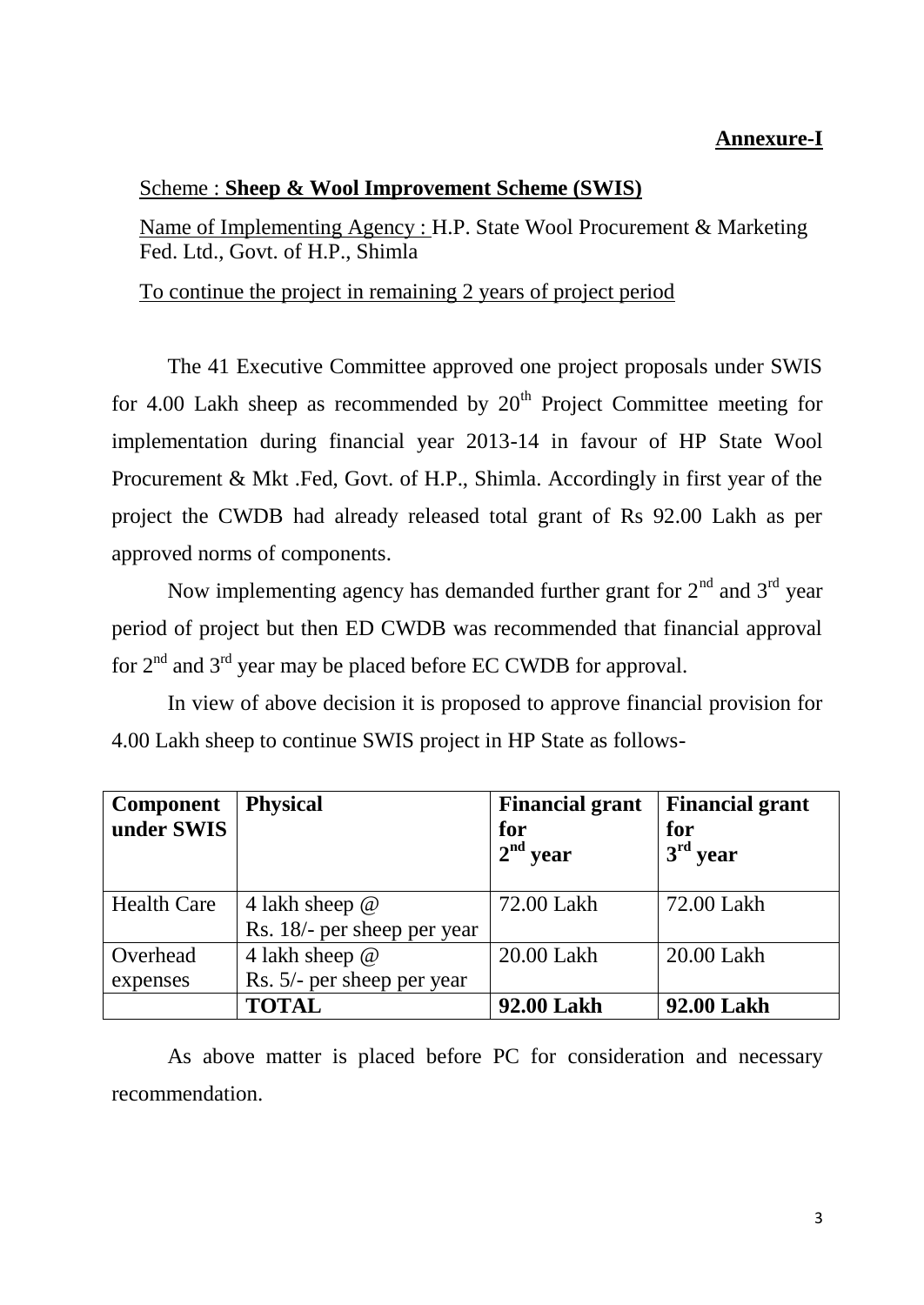**Annexure-I**

Scheme : **Sheep & Wool Improvement Scheme (SWIS)**

Name of Implementing Agency : H.P. State Wool Procurement & Marketing Fed. Ltd., Govt. of H.P., Shimla

To continue the project in remaining 2 years of project period

The 41 Executive Committee approved one project proposals under SWIS for 4.00 Lakh sheep as recommended by 20th Project Committee meeting for implementation during financial year 2013-14 in favour of HP State Wool Procurement & Mkt .Fed, Govt. of H.P., Shimla. Accordingly in first year of the project the CWDB had already released total grant of Rs 92.00 Lakh as per approved norms of components.

Now implementing agency has demanded further grant for 2nd and 3rd year period of project but then ED CWDB was recommended that financial approval for 2nd and 3rd year may be placed before EC CWDB for approval.

In view of above decision it is proposed to approve financial provision for 4.00 Lakh sheep to continue SWIS project in HP State as follows-

| **Component under SWIS** | **Physical** | **Financial grant for 2nd year** | **Financial grant for 3rd year** |
|---|---|---|---|
| Health Care | 4 lakh sheep @ Rs. 18/- sheep per year | 72.00 Lakh | 72.00 Lakh |
| Overhead expenses | 4 lakh sheep @ Rs. 5/- per sheep per year | 20.00 Lakh | 20.00 Lakh |
| | **TOTAL** | **92.00 Lakh** | **92.00 Lakh** |

As above matter is placed before PC for consideration and necessary recommendation.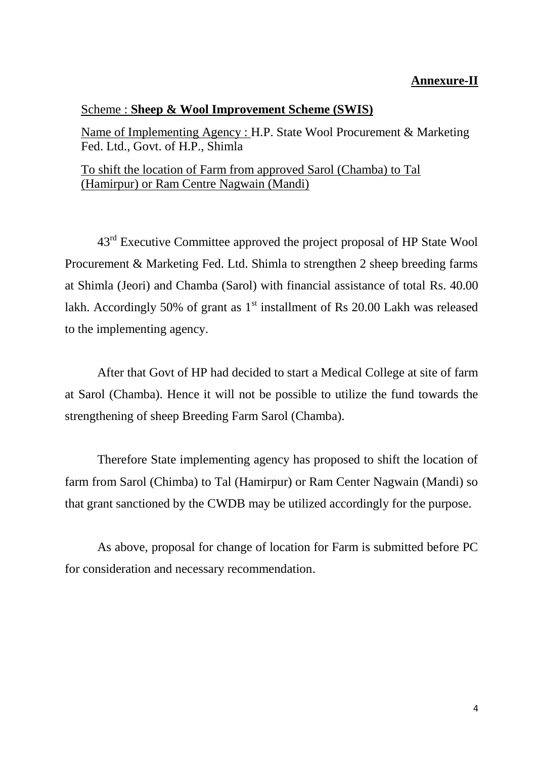**Annexure-II**

Scheme : **Sheep & Wool Improvement Scheme (SWIS)**

Name of Implementing Agency : H.P. State Wool Procurement & Marketing Fed. Ltd., Govt. of H.P., Shimla

To shift the location of Farm from approved Sarol (Chamba) to Tal (Hamirpur) or Ram Centre Nagwain (Mandi)

43rd Executive Committee approved the project proposal of HP State Wool Procurement & Marketing Fed. Ltd. Shimla to strengthen 2 sheep breeding farms at Shimla (Jeori) and Chamba (Sarol) with financial assistance of total Rs. 40.00 lakh. Accordingly 50% of grant as 1st installment of Rs 20.00 Lakh was released to the implementing agency.

After that Govt of HP had decided to start a Medical College at site of farm at Sarol (Chamba). Hence it will not be possible to utilize the fund towards the strengthening of sheep Breeding Farm Sarol (Chamba).

Therefore State implementing agency has proposed to shift the location of farm from Sarol (Chimba) to Tal (Hamirpur) or Ram Center Nagwain (Mandi) so that grant sanctioned by the CWDB may be utilized accordingly for the purpose.

As above, proposal for change of location for Farm is submitted before PC for consideration and necessary recommendation.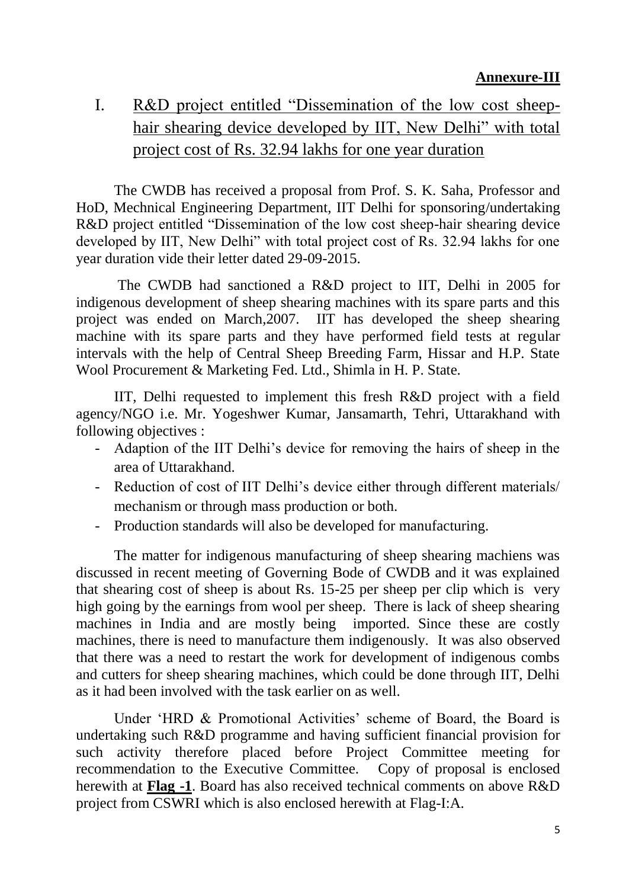**Annexure-III**

# I. R&D project entitled "Dissemination of the low cost sheep-hair shearing device developed by IIT, New Delhi" with total project cost of Rs. 32.94 lakhs for one year duration

The CWDB has received a proposal from Prof. S. K. Saha, Professor and HoD, Mechnical Engineering Department, IIT Delhi for sponsoring/undertaking R&D project entitled "Dissemination of the low cost sheep-hair shearing device developed by IIT, New Delhi" with total project cost of Rs. 32.94 lakhs for one year duration vide their letter dated 29-09-2015.

The CWDB had sanctioned a R&D project to IIT, Delhi in 2005 for indigenous development of sheep shearing machines with its spare parts and this project was ended on March,2007. IIT has developed the sheep shearing machine with its spare parts and they have performed field tests at regular intervals with the help of Central Sheep Breeding Farm, Hissar and H.P. State Wool Procurement & Marketing Fed. Ltd., Shimla in H. P. State.

IIT, Delhi requested to implement this fresh R&D project with a field agency/NGO i.e. Mr. Yogeshwer Kumar, Jansamarth, Tehri, Uttarakhand with following objectives :

- Adaption of the IIT Delhi's device for removing the hairs of sheep in the area of Uttarakhand.
- Reduction of cost of IIT Delhi's device either through different materials/ mechanism or through mass production or both.
- Production standards will also be developed for manufacturing.

The matter for indigenous manufacturing of sheep shearing machiens was discussed in recent meeting of Governing Bode of CWDB and it was explained that shearing cost of sheep is about Rs. 15-25 per sheep per clip which is very high going by the earnings from wool per sheep. There is lack of sheep shearing machines in India and are mostly being imported. Since these are costly machines, there is need to manufacture them indigenously. It was also observed that there was a need to restart the work for development of indigenous combs and cutters for sheep shearing machines, which could be done through IIT, Delhi as it had been involved with the task earlier on as well.

Under 'HRD & Promotional Activities' scheme of Board, the Board is undertaking such R&D programme and having sufficient financial provision for such activity therefore placed before Project Committee meeting for recommendation to the Executive Committee. Copy of proposal is enclosed herewith at **Flag -1**. Board has also received technical comments on above R&D project from CSWRI which is also enclosed herewith at Flag-I:A.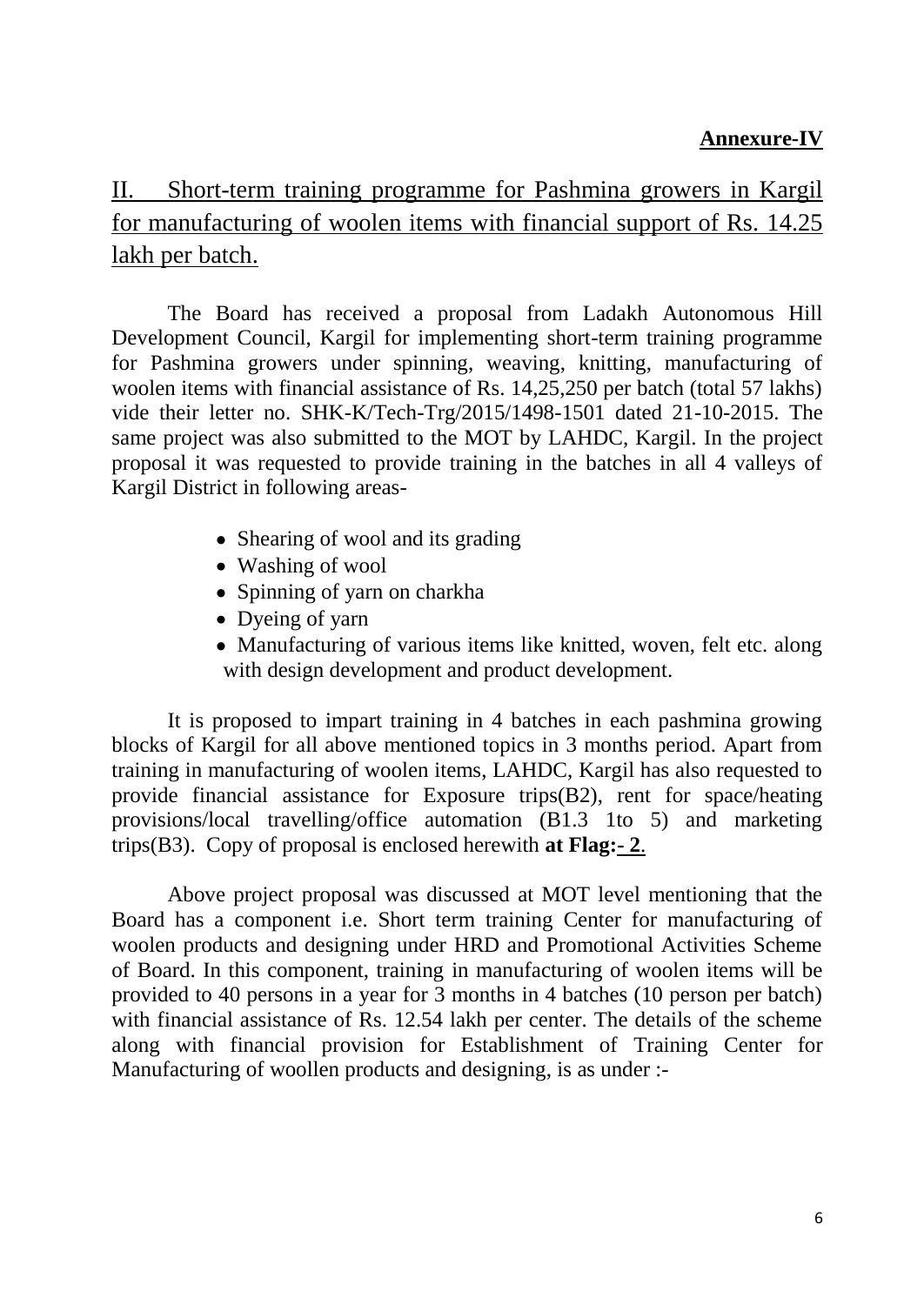**Annexure-IV**

## II. Short-term training programme for Pashmina growers in Kargil for manufacturing of woolen items with financial support of Rs. 14.25 lakh per batch.

The Board has received a proposal from Ladakh Autonomous Hill Development Council, Kargil for implementing short-term training programme for Pashmina growers under spinning, weaving, knitting, manufacturing of woolen items with financial assistance of Rs. 14,25,250 per batch (total 57 lakhs) vide their letter no. SHK-K/Tech-Trg/2015/1498-1501 dated 21-10-2015. The same project was also submitted to the MOT by LAHDC, Kargil. In the project proposal it was requested to provide training in the batches in all 4 valleys of Kargil District in following areas-

- Shearing of wool and its grading
- Washing of wool
- Spinning of yarn on charkha
- Dyeing of yarn
- Manufacturing of various items like knitted, woven, felt etc. along with design development and product development.

It is proposed to impart training in 4 batches in each pashmina growing blocks of Kargil for all above mentioned topics in 3 months period. Apart from training in manufacturing of woolen items, LAHDC, Kargil has also requested to provide financial assistance for Exposure trips(B2), rent for space/heating provisions/local travelling/office automation (B1.3 1to 5) and marketing trips(B3). Copy of proposal is enclosed herewith **at Flag:- 2**.

Above project proposal was discussed at MOT level mentioning that the Board has a component i.e. Short term training Center for manufacturing of woolen products and designing under HRD and Promotional Activities Scheme of Board. In this component, training in manufacturing of woolen items will be provided to 40 persons in a year for 3 months in 4 batches (10 person per batch) with financial assistance of Rs. 12.54 lakh per center. The details of the scheme along with financial provision for Establishment of Training Center for Manufacturing of woollen products and designing, is as under :-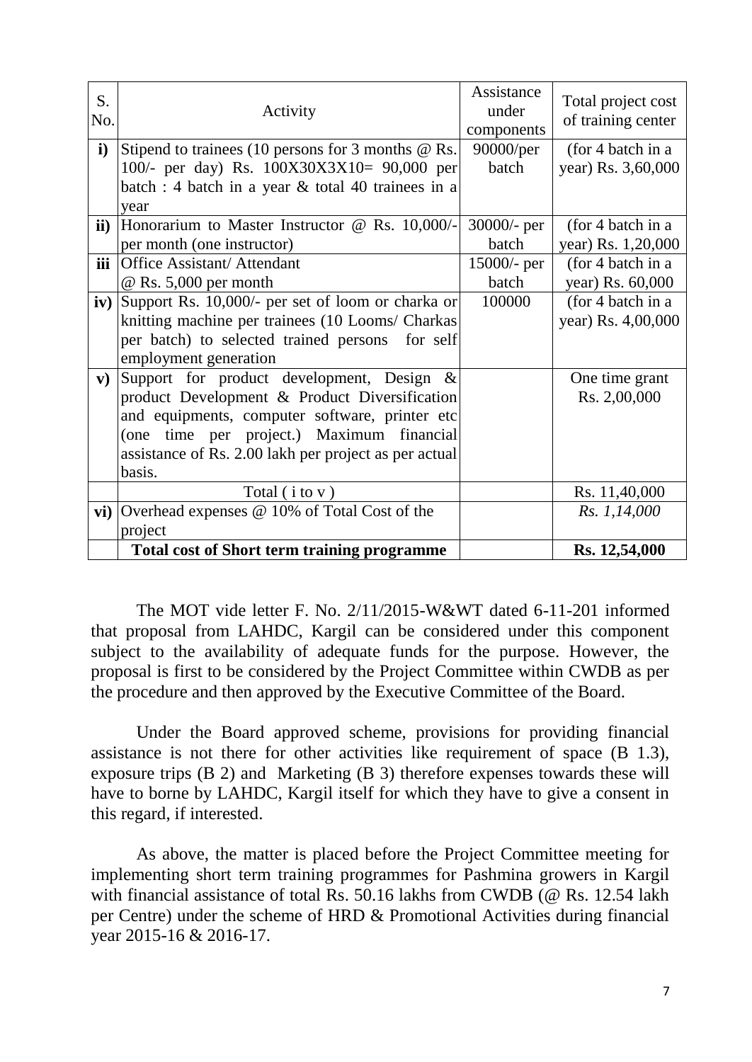| S. No. | Activity | Assistance under components | Total project cost of training center |
|---|---|---|---|
| **i)** | Stipend to trainees (10 persons for 3 months @ Rs. 100/- per day) Rs. 100X30X3X10= 90,000 per batch : 4 batch in a year & total 40 trainees in a year | 90000/per batch | (for 4 batch in a year) Rs. 3,60,000 |
| **ii)** | Honorarium to Master Instructor @ Rs. 10,000/- per month (one instructor) | 30000/- per batch | (for 4 batch in a year) Rs. 1,20,000 |
| **iii** | Office Assistant/ Attendant @ Rs. 5,000 per month | 15000/- per batch | (for 4 batch in a year) Rs. 60,000 |
| **iv)** | Support Rs. 10,000/- per set of loom or charka or knitting machine per trainees (10 Looms/ Charkas per batch) to selected trained persons for self employment generation | 100000 | (for 4 batch in a year) Rs. 4,00,000 |
| **v)** | Support for product development, Design & product Development & Product Diversification and equipments, computer software, printer etc (one time per project.) Maximum financial assistance of Rs. 2.00 lakh per project as per actual basis. | | One time grant Rs. 2,00,000 |
| | Total ( i to v ) | | Rs. 11,40,000 |
| **vi)** | Overhead expenses @ 10% of Total Cost of the project | | *Rs. 1,14,000* |
| | **Total cost of Short term training programme** | | **Rs. 12,54,000** |

The MOT vide letter F. No. 2/11/2015-W&WT dated 6-11-201 informed that proposal from LAHDC, Kargil can be considered under this component subject to the availability of adequate funds for the purpose. However, the proposal is first to be considered by the Project Committee within CWDB as per the procedure and then approved by the Executive Committee of the Board.

Under the Board approved scheme, provisions for providing financial assistance is not there for other activities like requirement of space (B 1.3), exposure trips (B 2) and Marketing (B 3) therefore expenses towards these will have to borne by LAHDC, Kargil itself for which they have to give a consent in this regard, if interested.

As above, the matter is placed before the Project Committee meeting for implementing short term training programmes for Pashmina growers in Kargil with financial assistance of total Rs. 50.16 lakhs from CWDB (@ Rs. 12.54 lakh per Centre) under the scheme of HRD & Promotional Activities during financial year 2015-16 & 2016-17.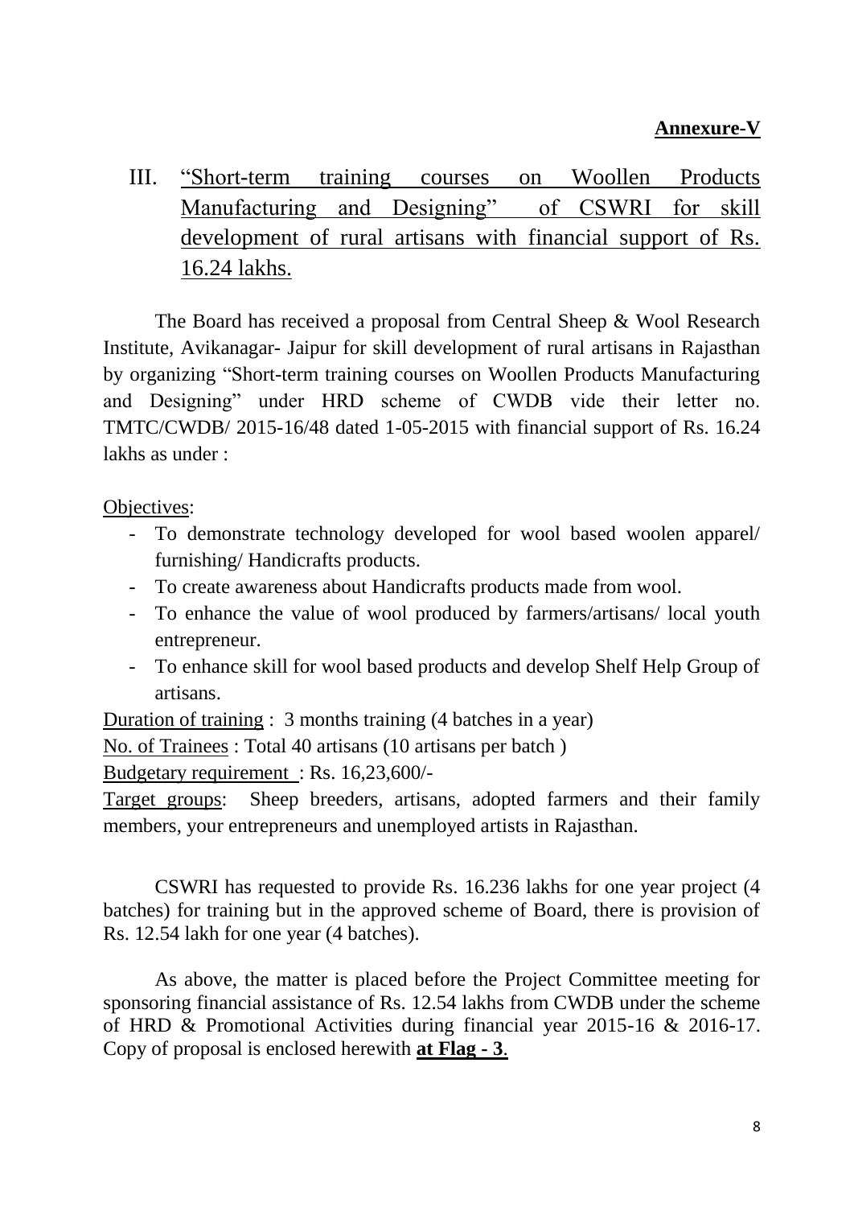**Annexure-V**

III. "Short-term training courses on Woollen Products Manufacturing and Designing" of CSWRI for skill development of rural artisans with financial support of Rs. 16.24 lakhs.

The Board has received a proposal from Central Sheep & Wool Research Institute, Avikanagar- Jaipur for skill development of rural artisans in Rajasthan by organizing "Short-term training courses on Woollen Products Manufacturing and Designing" under HRD scheme of CWDB vide their letter no. TMTC/CWDB/ 2015-16/48 dated 1-05-2015 with financial support of Rs. 16.24 lakhs as under :

Objectives:

- To demonstrate technology developed for wool based woolen apparel/ furnishing/ Handicrafts products.
- To create awareness about Handicrafts products made from wool.
- To enhance the value of wool produced by farmers/artisans/ local youth entrepreneur.
- To enhance skill for wool based products and develop Shelf Help Group of artisans.

Duration of training : 3 months training (4 batches in a year)

No. of Trainees : Total 40 artisans (10 artisans per batch )

Budgetary requirement : Rs. 16,23,600/-

Target groups: Sheep breeders, artisans, adopted farmers and their family members, your entrepreneurs and unemployed artists in Rajasthan.

CSWRI has requested to provide Rs. 16.236 lakhs for one year project (4 batches) for training but in the approved scheme of Board, there is provision of Rs. 12.54 lakh for one year (4 batches).

As above, the matter is placed before the Project Committee meeting for sponsoring financial assistance of Rs. 12.54 lakhs from CWDB under the scheme of HRD & Promotional Activities during financial year 2015-16 & 2016-17. Copy of proposal is enclosed herewith **at Flag - 3**.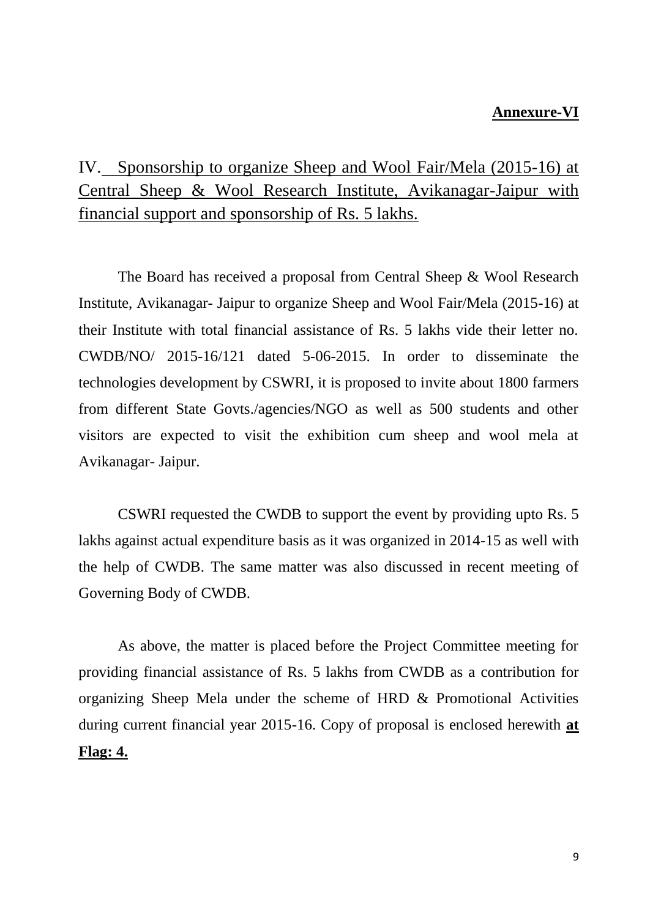**Annexure-VI**

## IV. Sponsorship to organize Sheep and Wool Fair/Mela (2015-16) at Central Sheep & Wool Research Institute, Avikanagar-Jaipur with financial support and sponsorship of Rs. 5 lakhs.

The Board has received a proposal from Central Sheep & Wool Research Institute, Avikanagar- Jaipur to organize Sheep and Wool Fair/Mela (2015-16) at their Institute with total financial assistance of Rs. 5 lakhs vide their letter no. CWDB/NO/ 2015-16/121 dated 5-06-2015. In order to disseminate the technologies development by CSWRI, it is proposed to invite about 1800 farmers from different State Govts./agencies/NGO as well as 500 students and other visitors are expected to visit the exhibition cum sheep and wool mela at Avikanagar- Jaipur.

CSWRI requested the CWDB to support the event by providing upto Rs. 5 lakhs against actual expenditure basis as it was organized in 2014-15 as well with the help of CWDB. The same matter was also discussed in recent meeting of Governing Body of CWDB.

As above, the matter is placed before the Project Committee meeting for providing financial assistance of Rs. 5 lakhs from CWDB as a contribution for organizing Sheep Mela under the scheme of HRD & Promotional Activities during current financial year 2015-16. Copy of proposal is enclosed herewith **at Flag: 4.**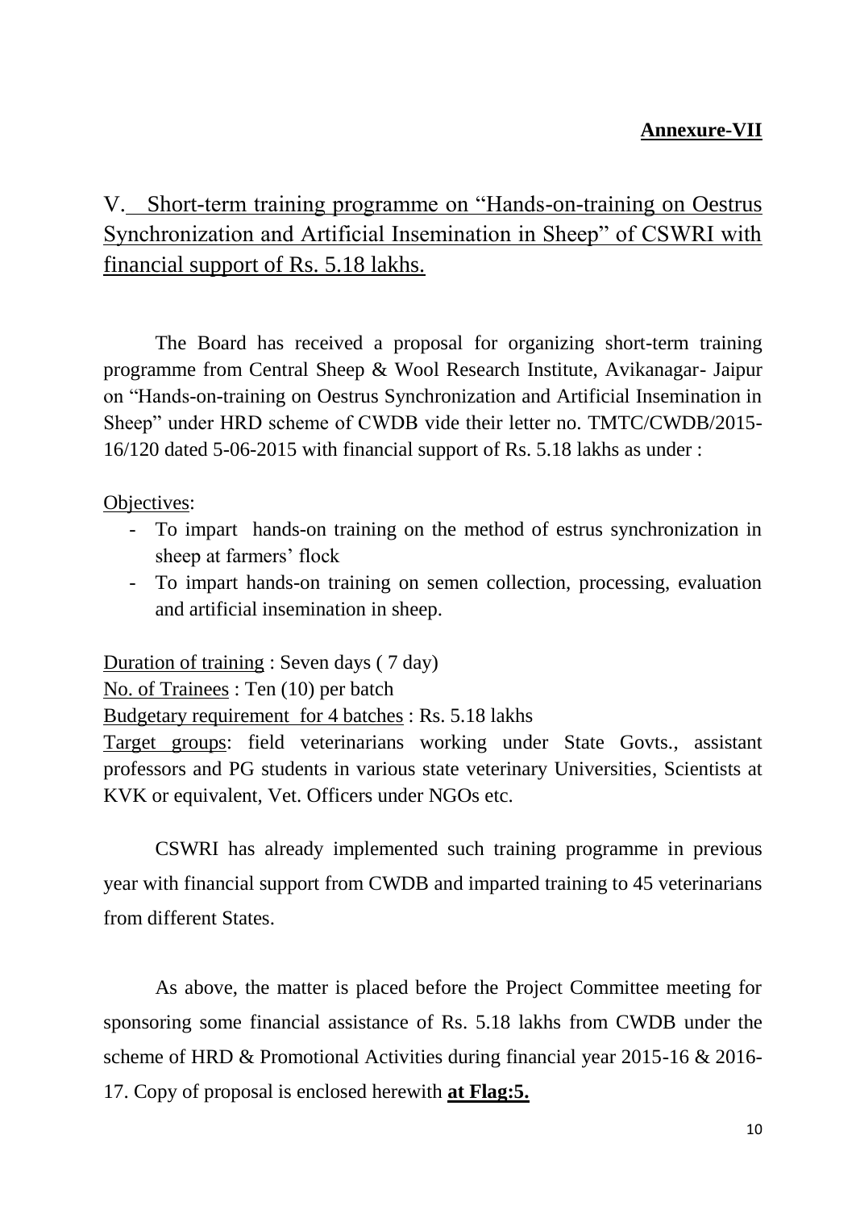**Annexure-VII**

## V. Short-term training programme on "Hands-on-training on Oestrus Synchronization and Artificial Insemination in Sheep" of CSWRI with financial support of Rs. 5.18 lakhs.

The Board has received a proposal for organizing short-term training programme from Central Sheep & Wool Research Institute, Avikanagar- Jaipur on "Hands-on-training on Oestrus Synchronization and Artificial Insemination in Sheep" under HRD scheme of CWDB vide their letter no. TMTC/CWDB/2015-16/120 dated 5-06-2015 with financial support of Rs. 5.18 lakhs as under :

Objectives:

- To impart hands-on training on the method of estrus synchronization in sheep at farmers' flock
- To impart hands-on training on semen collection, processing, evaluation and artificial insemination in sheep.

Duration of training : Seven days ( 7 day)
No. of Trainees : Ten (10) per batch
Budgetary requirement for 4 batches : Rs. 5.18 lakhs
Target groups: field veterinarians working under State Govts., assistant professors and PG students in various state veterinary Universities, Scientists at KVK or equivalent, Vet. Officers under NGOs etc.

CSWRI has already implemented such training programme in previous year with financial support from CWDB and imparted training to 45 veterinarians from different States.

As above, the matter is placed before the Project Committee meeting for sponsoring some financial assistance of Rs. 5.18 lakhs from CWDB under the scheme of HRD & Promotional Activities during financial year 2015-16 & 2016-17. Copy of proposal is enclosed herewith **at Flag:5.**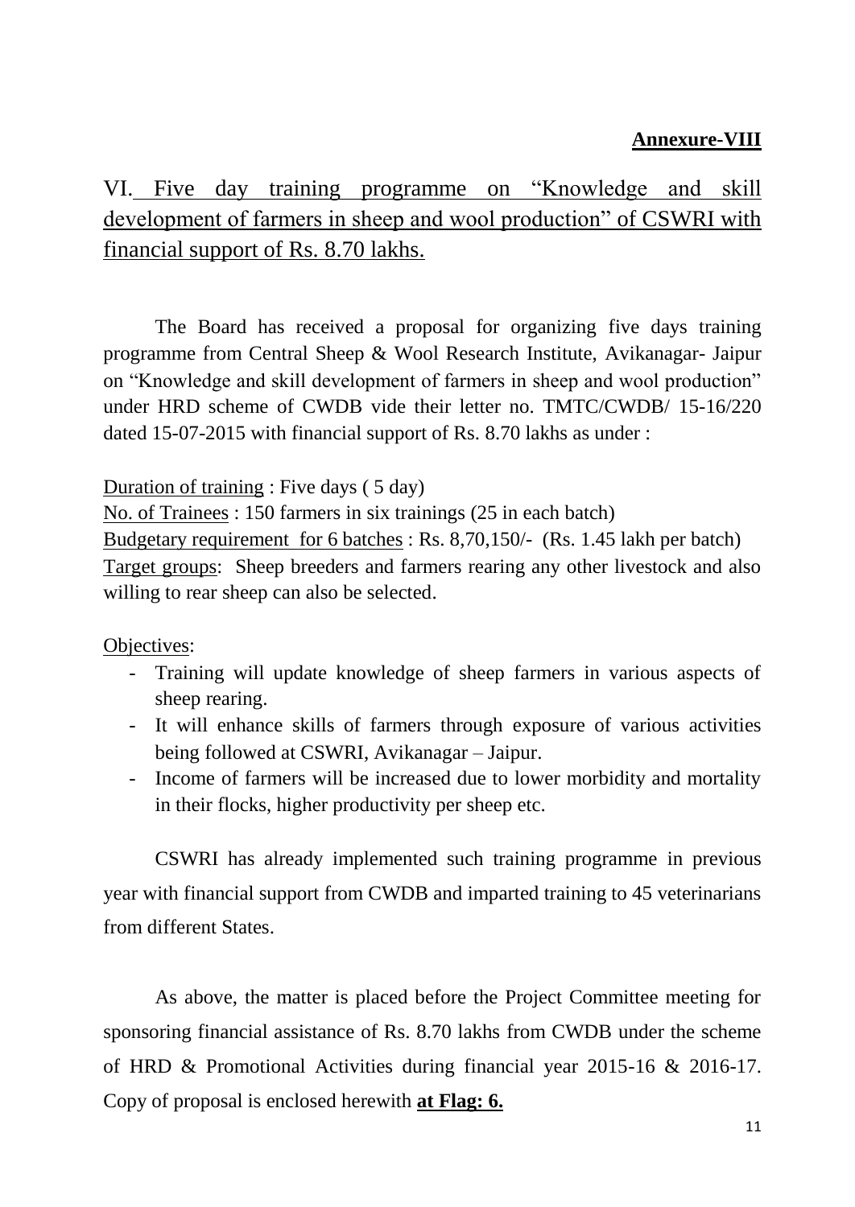**Annexure-VIII**

## VI. Five day training programme on "Knowledge and skill development of farmers in sheep and wool production" of CSWRI with financial support of Rs. 8.70 lakhs.

The Board has received a proposal for organizing five days training programme from Central Sheep & Wool Research Institute, Avikanagar- Jaipur on "Knowledge and skill development of farmers in sheep and wool production" under HRD scheme of CWDB vide their letter no. TMTC/CWDB/ 15-16/220 dated 15-07-2015 with financial support of Rs. 8.70 lakhs as under :

Duration of training : Five days ( 5 day)
No. of Trainees : 150 farmers in six trainings (25 in each batch)
Budgetary requirement for 6 batches : Rs. 8,70,150/- (Rs. 1.45 lakh per batch)
Target groups: Sheep breeders and farmers rearing any other livestock and also willing to rear sheep can also be selected.

Objectives:

- Training will update knowledge of sheep farmers in various aspects of sheep rearing.
- It will enhance skills of farmers through exposure of various activities being followed at CSWRI, Avikanagar – Jaipur.
- Income of farmers will be increased due to lower morbidity and mortality in their flocks, higher productivity per sheep etc.

CSWRI has already implemented such training programme in previous year with financial support from CWDB and imparted training to 45 veterinarians from different States.

As above, the matter is placed before the Project Committee meeting for sponsoring financial assistance of Rs. 8.70 lakhs from CWDB under the scheme of HRD & Promotional Activities during financial year 2015-16 & 2016-17. Copy of proposal is enclosed herewith **at Flag: 6.**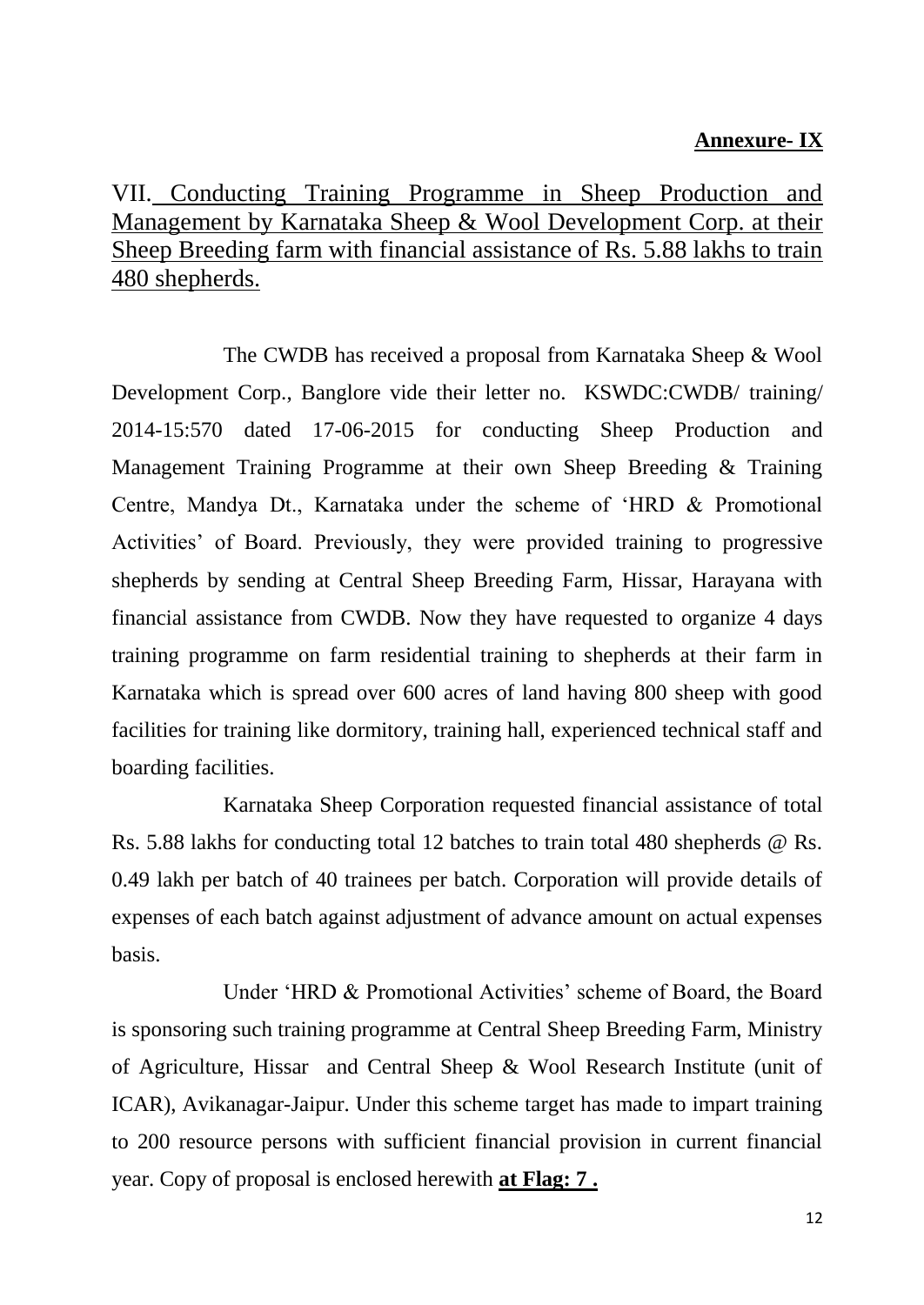**Annexure- IX**

## VII. Conducting Training Programme in Sheep Production and Management by Karnataka Sheep & Wool Development Corp. at their Sheep Breeding farm with financial assistance of Rs. 5.88 lakhs to train 480 shepherds.

The CWDB has received a proposal from Karnataka Sheep & Wool Development Corp., Banglore vide their letter no. KSWDC:CWDB/ training/ 2014-15:570 dated 17-06-2015 for conducting Sheep Production and Management Training Programme at their own Sheep Breeding & Training Centre, Mandya Dt., Karnataka under the scheme of 'HRD & Promotional Activities' of Board. Previously, they were provided training to progressive shepherds by sending at Central Sheep Breeding Farm, Hissar, Harayana with financial assistance from CWDB. Now they have requested to organize 4 days training programme on farm residential training to shepherds at their farm in Karnataka which is spread over 600 acres of land having 800 sheep with good facilities for training like dormitory, training hall, experienced technical staff and boarding facilities.

Karnataka Sheep Corporation requested financial assistance of total Rs. 5.88 lakhs for conducting total 12 batches to train total 480 shepherds @ Rs. 0.49 lakh per batch of 40 trainees per batch. Corporation will provide details of expenses of each batch against adjustment of advance amount on actual expenses basis.

Under 'HRD & Promotional Activities' scheme of Board, the Board is sponsoring such training programme at Central Sheep Breeding Farm, Ministry of Agriculture, Hissar and Central Sheep & Wool Research Institute (unit of ICAR), Avikanagar-Jaipur. Under this scheme target has made to impart training to 200 resource persons with sufficient financial provision in current financial year. Copy of proposal is enclosed herewith **at Flag: 7 .**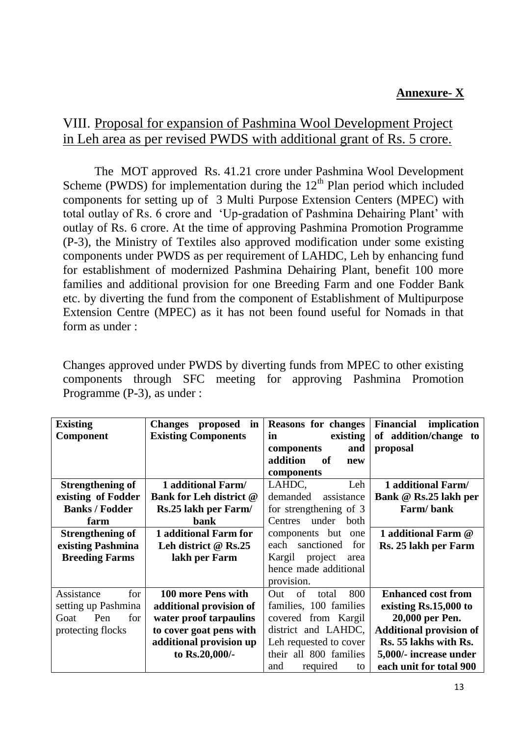**Annexure- X**

## VIII. Proposal for expansion of Pashmina Wool Development Project in Leh area as per revised PWDS with additional grant of Rs. 5 crore.

The MOT approved Rs. 41.21 crore under Pashmina Wool Development Scheme (PWDS) for implementation during the 12[th] Plan period which included components for setting up of 3 Multi Purpose Extension Centers (MPEC) with total outlay of Rs. 6 crore and 'Up-gradation of Pashmina Dehairing Plant' with outlay of Rs. 6 crore. At the time of approving Pashmina Promotion Programme (P-3), the Ministry of Textiles also approved modification under some existing components under PWDS as per requirement of LAHDC, Leh by enhancing fund for establishment of modernized Pashmina Dehairing Plant, benefit 100 more families and additional provision for one Breeding Farm and one Fodder Bank etc. by diverting the fund from the component of Establishment of Multipurpose Extension Centre (MPEC) as it has not been found useful for Nomads in that form as under :

Changes approved under PWDS by diverting funds from MPEC to other existing components through SFC meeting for approving Pashmina Promotion Programme (P-3), as under :

| Existing Component | Changes proposed in Existing Components | Reasons for changes in existing components and addition of new components | Financial implication of addition/change to proposal |
|---|---|---|---|
| **Strengthening of existing of Fodder Banks / Fodder farm** | **1 additional Farm/ Bank for Leh district @ Rs.25 lakh per Farm/ bank** | LAHDC, Leh demanded assistance for strengthening of 3 Centres under both components but one each sanctioned for Kargil project area hence made additional provision. | **1 additional Farm/ Bank @ Rs.25 lakh per Farm/ bank** |
| **Strengthening of existing Pashmina Breeding Farms** | **1 additional Farm for Leh district @ Rs.25 lakh per Farm** | | **1 additional Farm @ Rs. 25 lakh per Farm** |
| Assistance for setting up Pashmina Goat Pen for protecting flocks | **100 more Pens with additional provision of water proof tarpaulins to cover goat pens with additional provision up to Rs.20,000/-** | Out of total 800 families, 100 families covered from Kargil district and LAHDC, Leh requested to cover their all 800 families and required to | **Enhanced cost from existing Rs.15,000 to 20,000 per Pen. Additional provision of Rs. 55 lakhs with Rs. 5,000/- increase under each unit for total 900** |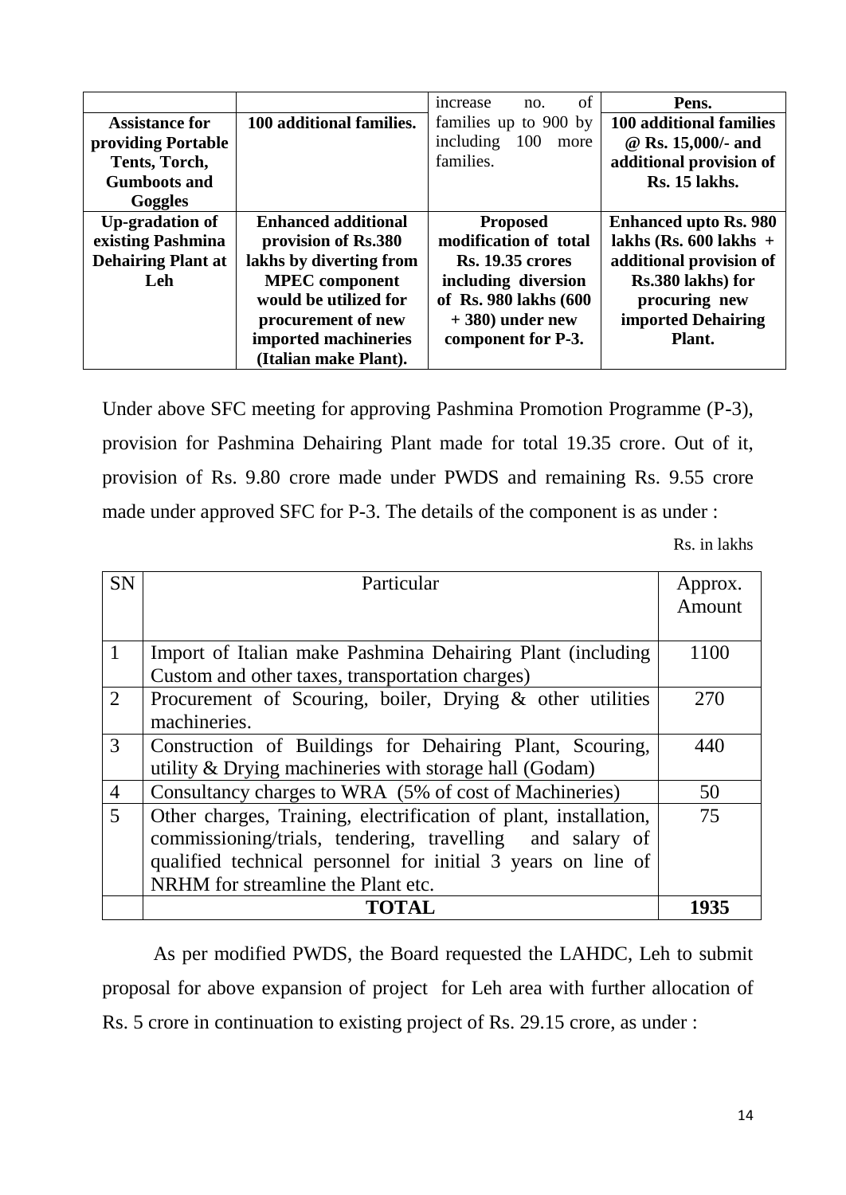| | | increase no. of | **Pens.** |
|---|---|---|---|
| **Assistance for providing Portable Tents, Torch, Gumboots and Goggles** | **100 additional families.** | families up to 900 by including 100 more families. | **100 additional families @ Rs. 15,000/- and additional provision of Rs. 15 lakhs.** |
| **Up-gradation of existing Pashmina Dehairing Plant at Leh** | **Enhanced additional provision of Rs.380 lakhs by diverting from MPEC component would be utilized for procurement of new imported machineries (Italian make Plant).** | **Proposed modification of total Rs. 19.35 crores including diversion of Rs. 980 lakhs (600 + 380) under new component for P-3.** | **Enhanced upto Rs. 980 lakhs (Rs. 600 lakhs + additional provision of Rs.380 lakhs) for procuring new imported Dehairing Plant.** |

Under above SFC meeting for approving Pashmina Promotion Programme (P-3), provision for Pashmina Dehairing Plant made for total 19.35 crore. Out of it, provision of Rs. 9.80 crore made under PWDS and remaining Rs. 9.55 crore made under approved SFC for P-3. The details of the component is as under :

Rs. in lakhs

| SN | Particular | Approx. Amount |
|---|---|---|
| 1 | Import of Italian make Pashmina Dehairing Plant (including Custom and other taxes, transportation charges) | 1100 |
| 2 | Procurement of Scouring, boiler, Drying & other utilities machineries. | 270 |
| 3 | Construction of Buildings for Dehairing Plant, Scouring, utility & Drying machineries with storage hall (Godam) | 440 |
| 4 | Consultancy charges to WRA (5% of cost of Machineries) | 50 |
| 5 | Other charges, Training, electrification of plant, installation, commissioning/trials, tendering, travelling and salary of qualified technical personnel for initial 3 years on line of NRHM for streamline the Plant etc. | 75 |
| | **TOTAL** | **1935** |

As per modified PWDS, the Board requested the LAHDC, Leh to submit proposal for above expansion of project for Leh area with further allocation of Rs. 5 crore in continuation to existing project of Rs. 29.15 crore, as under :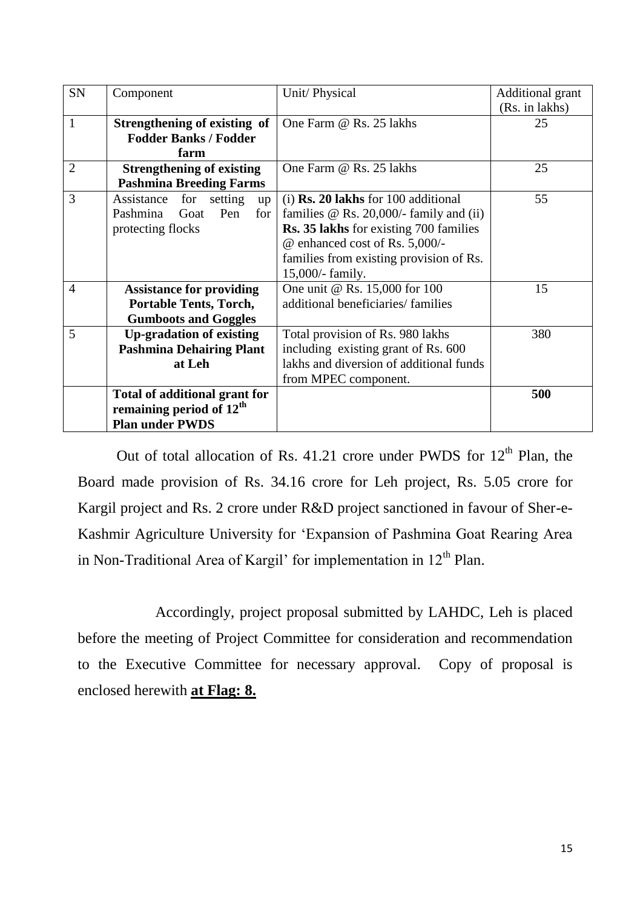| SN | Component | Unit/ Physical | Additional grant (Rs. in lakhs) |
|---|---|---|---|
| 1 | **Strengthening of existing of Fodder Banks / Fodder farm** | One Farm @ Rs. 25 lakhs | 25 |
| 2 | **Strengthening of existing Pashmina Breeding Farms** | One Farm @ Rs. 25 lakhs | 25 |
| 3 | Assistance for setting up Pashmina Goat Pen for protecting flocks | (i) **Rs. 20 lakhs** for 100 additional families @ Rs. 20,000/- family and (ii) **Rs. 35 lakhs** for existing 700 families @ enhanced cost of Rs. 5,000/- families from existing provision of Rs. 15,000/- family. | 55 |
| 4 | **Assistance for providing Portable Tents, Torch, Gumboots and Goggles** | One unit @ Rs. 15,000 for 100 additional beneficiaries/ families | 15 |
| 5 | **Up-gradation of existing Pashmina Dehairing Plant at Leh** | Total provision of Rs. 980 lakhs including existing grant of Rs. 600 lakhs and diversion of additional funds from MPEC component. | 380 |
| | **Total of additional grant for remaining period of 12th Plan under PWDS** | | **500** |

Out of total allocation of Rs. 41.21 crore under PWDS for 12th Plan, the Board made provision of Rs. 34.16 crore for Leh project, Rs. 5.05 crore for Kargil project and Rs. 2 crore under R&D project sanctioned in favour of Sher-e-Kashmir Agriculture University for 'Expansion of Pashmina Goat Rearing Area in Non-Traditional Area of Kargil' for implementation in 12th Plan.

Accordingly, project proposal submitted by LAHDC, Leh is placed before the meeting of Project Committee for consideration and recommendation to the Executive Committee for necessary approval. Copy of proposal is enclosed herewith **at Flag: 8.**